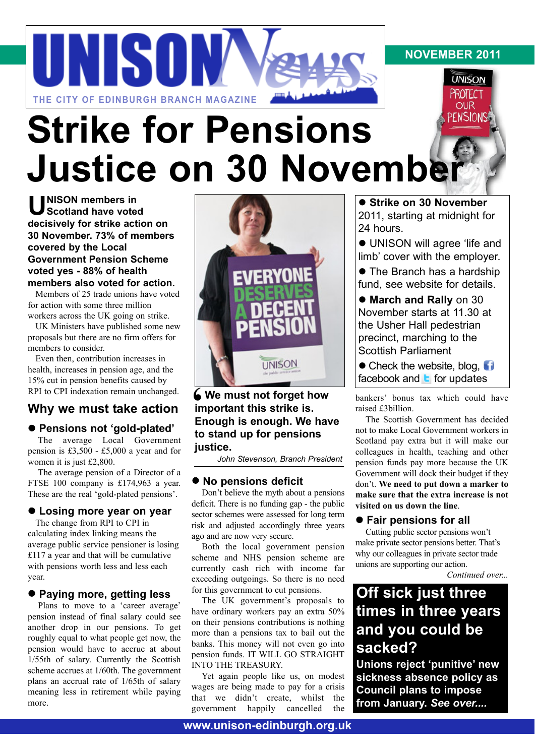# UNISON News

THE CITY OF EDINBURGH BRANCH MAGAZINE

NOVEMBER 2011

# Strike for Pensions Justice on 30 November

**UNISON members in Scotland have voted decisively for strike action on 30 November. 73% of members covered by the Local Government Pension Scheme voted yes - 88% of health members also voted for action.**

Members of 25 trade unions have voted for action with some three million workers across the UK going on strike.

UK Ministers have published some new proposals but there are no firm offers for members to consider.

Even then, contribution increases in health, increases in pension age, and the 15% cut in pension benefits caused by RPI to CPI indexation remain unchanged.

## Why we must take action

### ● Pensions not 'gold-plated'

The average Local Government pension is £3,500 - £5,000 a year and for women it is just £2,800.

The average pension of a Director of a FTSE 100 company is £174,963 a year. These are the real 'gold-plated pensions'.

### ● Losing more year on year

The change from RPI to CPI in calculating index linking means the average public service pensioner is losing £117 a year and that will be cumulative with pensions worth less and less each year.

### ● Paying more, getting less

Plans to move to a 'career average' pension instead of final salary could see another drop in our pensions. To get roughly equal to what people get now, the pension would have to accrue at about 1/55th of salary. Currently the Scottish scheme accrues at 1/60th. The government plans an accrual rate of 1/65th of salary meaning less in retirement while paying more.

> **We must not forget how important this strike is. Enough is enough. We have to stand up for pensions justice.**
>
> *John Stevenson, Branch President*

### ● No pensions deficit

Don't believe the myth about a pensions deficit. There is no funding gap - the public sector schemes were assessed for long term risk and adjusted accordingly three years ago and are now very secure.

Both the local government pension scheme and NHS pension scheme are currently cash rich with income far exceeding outgoings. So there is no need for this government to cut pensions.

The UK government's proposals to have ordinary workers pay an extra 50% on their pensions contributions is nothing more than a pensions tax to bail out the banks. This money will not even go into pension funds. IT WILL GO STRAIGHT INTO THE TREASURY.

Yet again people like us, on modest wages are being made to pay for a crisis that we didn't create, whilst the government happily cancelled the bankers' bonus tax which could have raised £3billion.

The Scottish Government has decided not to make Local Government workers in Scotland pay extra but it will make our colleagues in health, teaching and other pension funds pay more because the UK Government will dock their budget if they don't. **We need to put down a marker to make sure that the extra increase is not visited on us down the line**.

### ● Fair pensions for all

Cutting public sector pensions won't make private sector pensions better. That's why our colleagues in private sector trade unions are supporting our action.

*Continued over...*

---

- **Strike on 30 November** 2011, starting at midnight for 24 hours.
- UNISON will agree 'life and limb' cover with the employer.
- The Branch has a hardship fund, see website for details.
- **March and Rally** on 30 November starts at 11.30 at the Usher Hall pedestrian precinct, marching to the Scottish Parliament
- Check the website, blog, facebook and twitter for updates

---

## Off sick just three times in three years and you could be sacked?

**Unions reject 'punitive' new sickness absence policy as Council plans to impose from January. *See over....***

**www.unison-edinburgh.org.uk**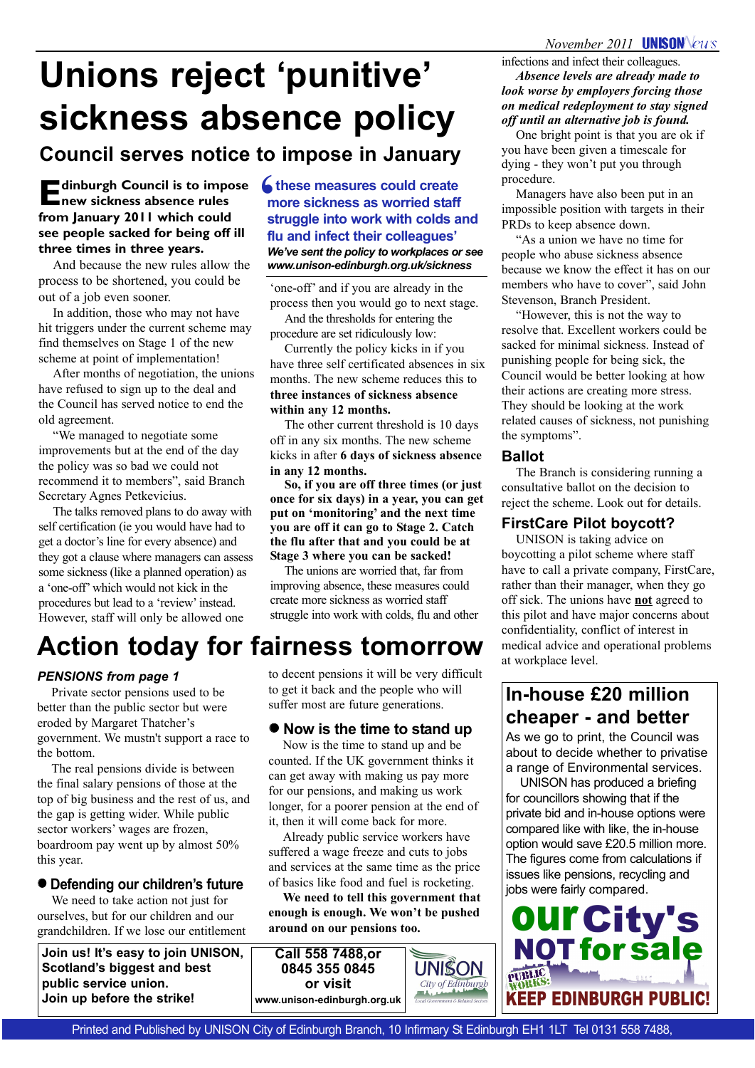# Unions reject 'punitive' sickness absence policy

## Council serves notice to impose in January

**Edinburgh Council is to impose new sickness absence rules from January 2011 which could see people sacked for being off ill three times in three years.**

And because the new rules allow the process to be shortened, you could be out of a job even sooner.

In addition, those who may not have hit triggers under the current scheme may find themselves on Stage 1 of the new scheme at point of implementation!

After months of negotiation, the unions have refused to sign up to the deal and the Council has served notice to end the old agreement.

"We managed to negotiate some improvements but at the end of the day the policy was so bad we could not recommend it to members", said Branch Secretary Agnes Petkevicius.

The talks removed plans to do away with self certification (ie you would have had to get a doctor's line for every absence) and they got a clause where managers can assess some sickness (like a planned operation) as a 'one-off' which would not kick in the procedures but lead to a 'review' instead. However, staff will only be allowed one 'one-off' and if you are already in the process then you would go to next stage.

> 'these measures could create more sickness as worried staff struggle into work with colds and flu and infect their colleagues'

***We've sent the policy to workplaces or see www.unison-edinburgh.org.uk/sickness***

And the thresholds for entering the procedure are set ridiculously low:

Currently the policy kicks in if you have three self certificated absences in six months. The new scheme reduces this to **three instances of sickness absence within any 12 months.**

The other current threshold is 10 days off in any six months. The new scheme kicks in after **6 days of sickness absence in any 12 months.**

**So, if you are off three times (or just once for six days) in a year, you can get put on 'monitoring' and the next time you are off it can go to Stage 2. Catch the flu after that and you could be at Stage 3 where you can be sacked!**

The unions are worried that, far from improving absence, these measures could create more sickness as worried staff struggle into work with colds, flu and other infections and infect their colleagues.

***Absence levels are already made to look worse by employers forcing those on medical redeployment to stay signed off until an alternative job is found.***

One bright point is that you are ok if you have been given a timescale for dying - they won't put you through procedure.

Managers have also been put in an impossible position with targets in their PRDs to keep absence down.

"As a union we have no time for people who abuse sickness absence because we know the effect it has on our members who have to cover", said John Stevenson, Branch President.

"However, this is not the way to resolve that. Excellent workers could be sacked for minimal sickness. Instead of punishing people for being sick, the Council would be better looking at how their actions are creating more stress. They should be looking at the work related causes of sickness, not punishing the symptoms".

### Ballot

The Branch is considering running a consultative ballot on the decision to reject the scheme. Look out for details.

### FirstCare Pilot boycott?

UNISON is taking advice on boycotting a pilot scheme where staff have to call a private company, FirstCare, rather than their manager, when they go off sick. The unions have **not** agreed to this pilot and have major concerns about confidentiality, conflict of interest in medical advice and operational problems at workplace level.

# Action today for fairness tomorrow

***PENSIONS from page 1***

Private sector pensions used to be better than the public sector but were eroded by Margaret Thatcher's government. We mustn't support a race to the bottom.

The real pensions divide is between the final salary pensions of those at the top of big business and the rest of us, and the gap is getting wider. While public sector workers' wages are frozen, boardroom pay went up by almost 50% this year.

### ● Defending our children's future

We need to take action not just for ourselves, but for our children and our grandchildren. If we lose our entitlement to decent pensions it will be very difficult to get it back and the people who will suffer most are future generations.

### ● Now is the time to stand up

Now is the time to stand up and be counted. If the UK government thinks it can get away with making us pay more for our pensions, and making us work longer, for a poorer pension at the end of it, then it will come back for more.

Already public service workers have suffered a wage freeze and cuts to jobs and services at the same time as the price of basics like food and fuel is rocketing.

**We need to tell this government that enough is enough. We won't be pushed around on our pensions too.**

## In-house £20 million cheaper - and better

As we go to print, the Council was about to decide whether to privatise a range of Environmental services.

UNISON has produced a briefing for councillors showing that if the private bid and in-house options were compared like with like, the in-house option would save £20.5 million more. The figures come from calculations if issues like pensions, recycling and jobs were fairly compared.

**our City's NOT for sale**

PUBLIC WORKS!

**KEEP EDINBURGH PUBLIC!**

**Join us! It's easy to join UNISON, Scotland's biggest and best public service union. Join up before the strike!**

**Call 558 7488,or 0845 355 0845 or visit www.unison-edinburgh.org.uk**

UNISON City of Edinburgh Local Government & Related Sectors

Printed and Published by UNISON City of Edinburgh Branch, 10 Infirmary St Edinburgh EH1 1LT Tel 0131 558 7488,